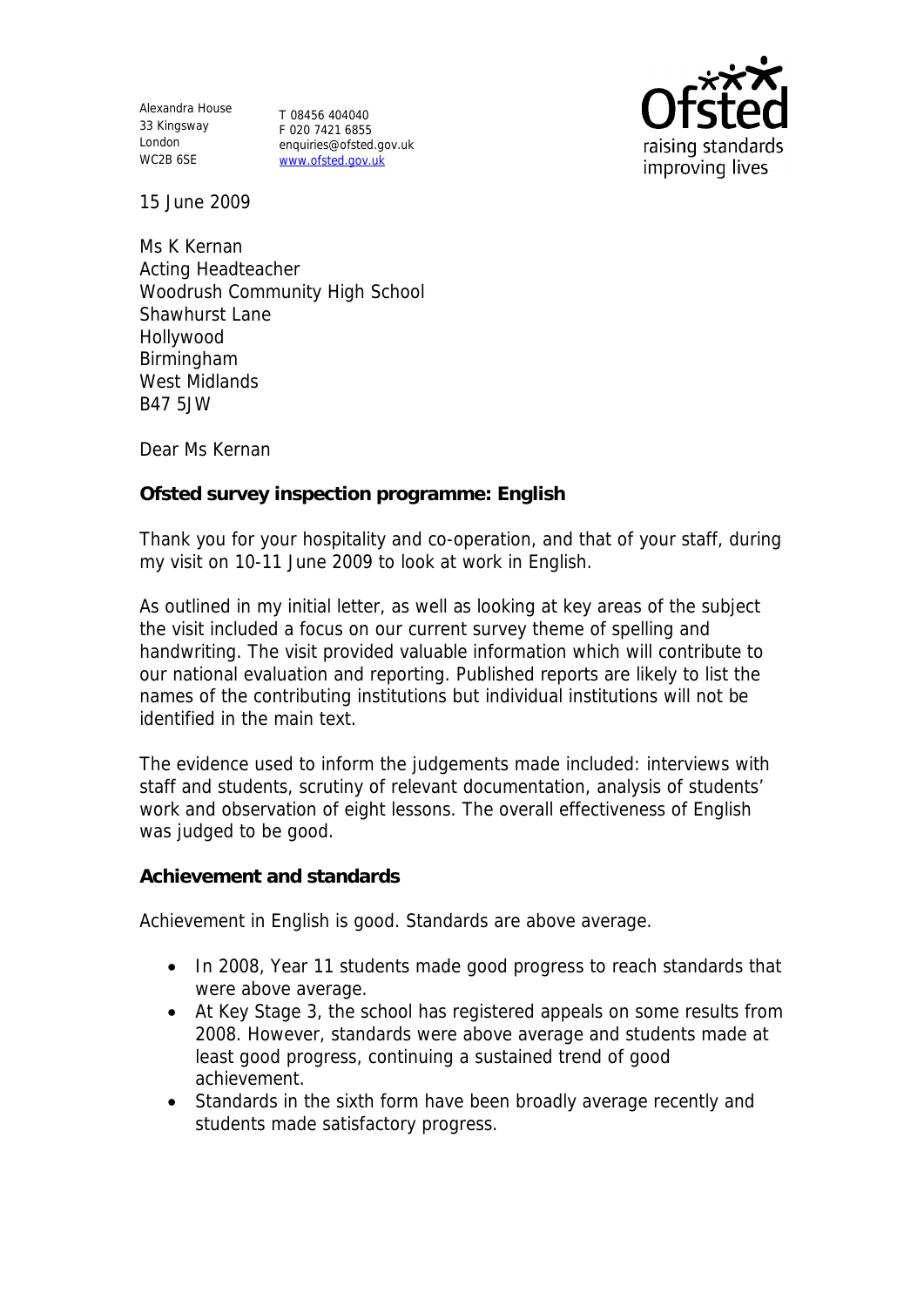Alexandra House
33 Kingsway
London
WC2B 6SE

T 08456 404040
F 020 7421 6855
enquiries@ofsted.gov.uk
www.ofsted.gov.uk

Ofsted
raising standards
improving lives

15 June 2009

Ms K Kernan
Acting Headteacher
Woodrush Community High School
Shawhurst Lane
Hollywood
Birmingham
West Midlands
B47 5JW

Dear Ms Kernan

**Ofsted survey inspection programme: English**

Thank you for your hospitality and co-operation, and that of your staff, during my visit on 10-11 June 2009 to look at work in English.

As outlined in my initial letter, as well as looking at key areas of the subject the visit included a focus on our current survey theme of spelling and handwriting. The visit provided valuable information which will contribute to our national evaluation and reporting. Published reports are likely to list the names of the contributing institutions but individual institutions will not be identified in the main text.

The evidence used to inform the judgements made included: interviews with staff and students, scrutiny of relevant documentation, analysis of students' work and observation of eight lessons. The overall effectiveness of English was judged to be good.

**Achievement and standards**

Achievement in English is good. Standards are above average.

- In 2008, Year 11 students made good progress to reach standards that were above average.
- At Key Stage 3, the school has registered appeals on some results from 2008. However, standards were above average and students made at least good progress, continuing a sustained trend of good achievement.
- Standards in the sixth form have been broadly average recently and students made satisfactory progress.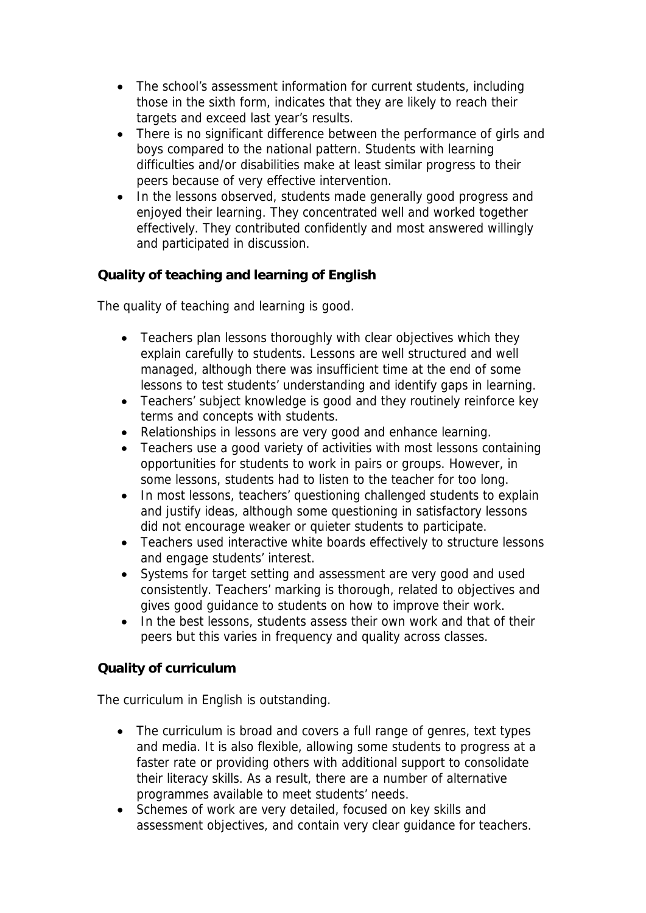- The school's assessment information for current students, including those in the sixth form, indicates that they are likely to reach their targets and exceed last year's results.
- There is no significant difference between the performance of girls and boys compared to the national pattern. Students with learning difficulties and/or disabilities make at least similar progress to their peers because of very effective intervention.
- In the lessons observed, students made generally good progress and enjoyed their learning. They concentrated well and worked together effectively. They contributed confidently and most answered willingly and participated in discussion.

**Quality of teaching and learning of English**

The quality of teaching and learning is good.

- Teachers plan lessons thoroughly with clear objectives which they explain carefully to students. Lessons are well structured and well managed, although there was insufficient time at the end of some lessons to test students' understanding and identify gaps in learning.
- Teachers' subject knowledge is good and they routinely reinforce key terms and concepts with students.
- Relationships in lessons are very good and enhance learning.
- Teachers use a good variety of activities with most lessons containing opportunities for students to work in pairs or groups. However, in some lessons, students had to listen to the teacher for too long.
- In most lessons, teachers' questioning challenged students to explain and justify ideas, although some questioning in satisfactory lessons did not encourage weaker or quieter students to participate.
- Teachers used interactive white boards effectively to structure lessons and engage students' interest.
- Systems for target setting and assessment are very good and used consistently. Teachers' marking is thorough, related to objectives and gives good guidance to students on how to improve their work.
- In the best lessons, students assess their own work and that of their peers but this varies in frequency and quality across classes.

**Quality of curriculum**

The curriculum in English is outstanding.

- The curriculum is broad and covers a full range of genres, text types and media. It is also flexible, allowing some students to progress at a faster rate or providing others with additional support to consolidate their literacy skills. As a result, there are a number of alternative programmes available to meet students' needs.
- Schemes of work are very detailed, focused on key skills and assessment objectives, and contain very clear guidance for teachers.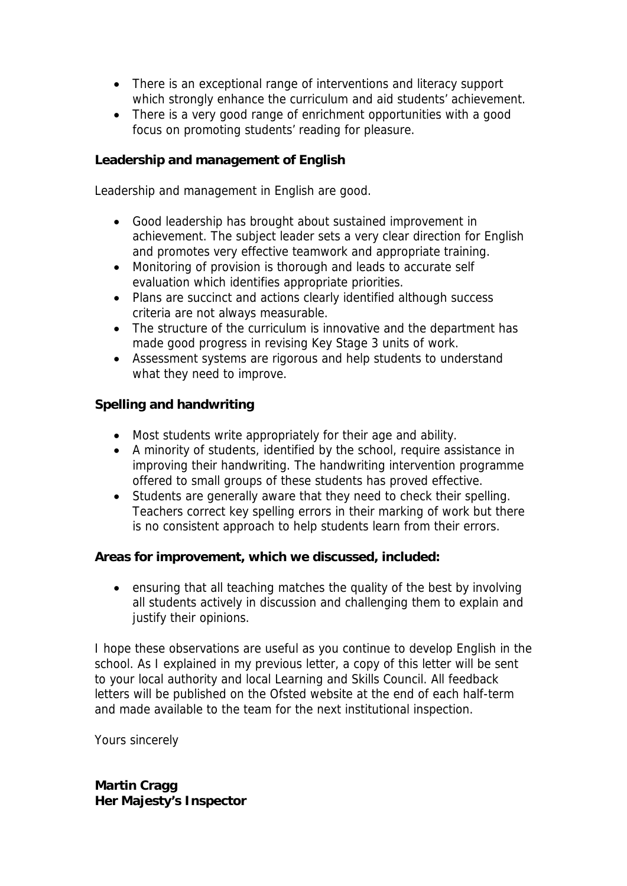- There is an exceptional range of interventions and literacy support which strongly enhance the curriculum and aid students' achievement.
- There is a very good range of enrichment opportunities with a good focus on promoting students' reading for pleasure.

**Leadership and management of English**

Leadership and management in English are good.

- Good leadership has brought about sustained improvement in achievement. The subject leader sets a very clear direction for English and promotes very effective teamwork and appropriate training.
- Monitoring of provision is thorough and leads to accurate self evaluation which identifies appropriate priorities.
- Plans are succinct and actions clearly identified although success criteria are not always measurable.
- The structure of the curriculum is innovative and the department has made good progress in revising Key Stage 3 units of work.
- Assessment systems are rigorous and help students to understand what they need to improve.

**Spelling and handwriting**

- Most students write appropriately for their age and ability.
- A minority of students, identified by the school, require assistance in improving their handwriting. The handwriting intervention programme offered to small groups of these students has proved effective.
- Students are generally aware that they need to check their spelling. Teachers correct key spelling errors in their marking of work but there is no consistent approach to help students learn from their errors.

**Areas for improvement, which we discussed, included:**

- ensuring that all teaching matches the quality of the best by involving all students actively in discussion and challenging them to explain and justify their opinions.

I hope these observations are useful as you continue to develop English in the school. As I explained in my previous letter, a copy of this letter will be sent to your local authority and local Learning and Skills Council. All feedback letters will be published on the Ofsted website at the end of each half-term and made available to the team for the next institutional inspection.

Yours sincerely

**Martin Cragg**
**Her Majesty's Inspector**